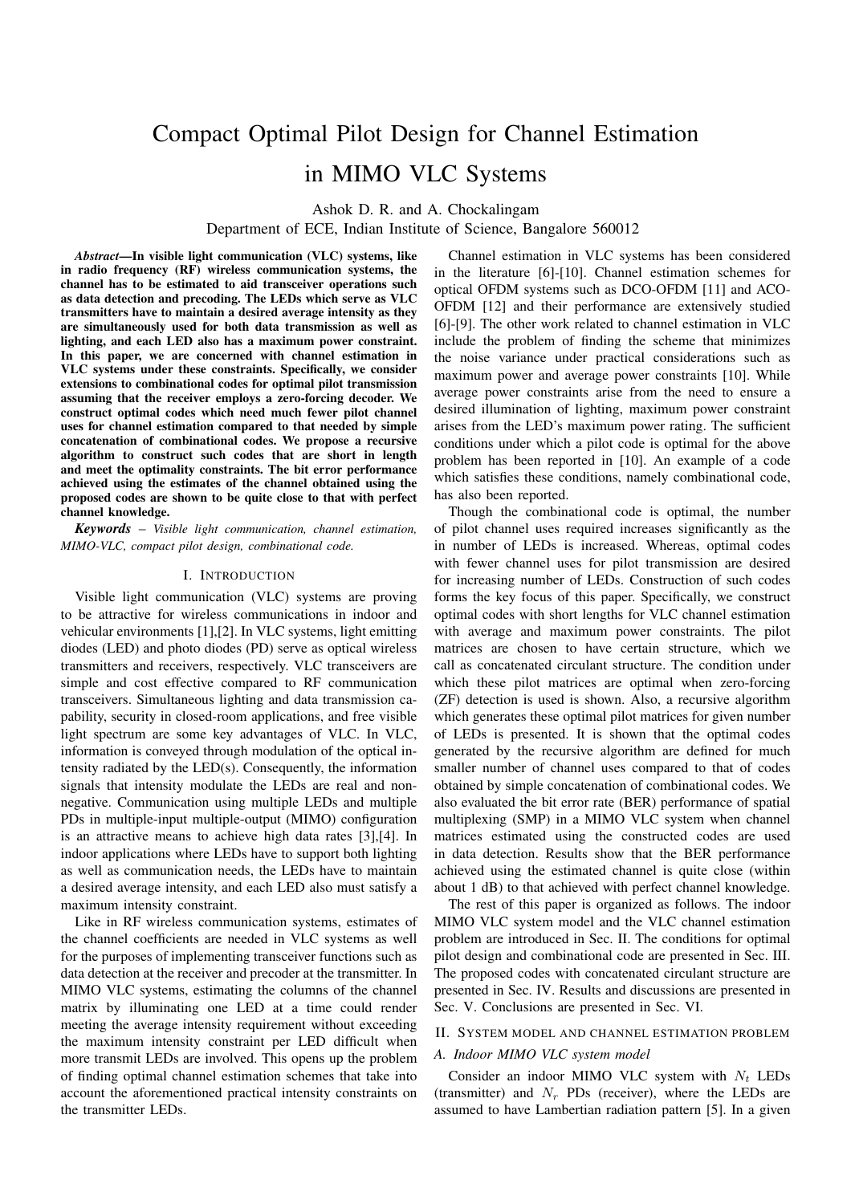# Compact Optimal Pilot Design for Channel Estimation in MIMO VLC Systems

Ashok D. R. and A. Chockalingam
Department of ECE, Indian Institute of Science, Bangalore 560012

***Abstract*—In visible light communication (VLC) systems, like in radio frequency (RF) wireless communication systems, the channel has to be estimated to aid transceiver operations such as data detection and precoding. The LEDs which serve as VLC transmitters have to maintain a desired average intensity as they are simultaneously used for both data transmission as well as lighting, and each LED also has a maximum power constraint. In this paper, we are concerned with channel estimation in VLC systems under these constraints. Specifically, we consider extensions to combinational codes for optimal pilot transmission assuming that the receiver employs a zero-forcing decoder. We construct optimal codes which need much fewer pilot channel uses for channel estimation compared to that needed by simple concatenation of combinational codes. We propose a recursive algorithm to construct such codes that are short in length and meet the optimality constraints. The bit error performance achieved using the estimates of the channel obtained using the proposed codes are shown to be quite close to that with perfect channel knowledge.**

***Keywords*** *– Visible light communication, channel estimation, MIMO-VLC, compact pilot design, combinational code.*

## I. Introduction

Visible light communication (VLC) systems are proving to be attractive for wireless communications in indoor and vehicular environments [1],[2]. In VLC systems, light emitting diodes (LED) and photo diodes (PD) serve as optical wireless transmitters and receivers, respectively. VLC transceivers are simple and cost effective compared to RF communication transceivers. Simultaneous lighting and data transmission capability, security in closed-room applications, and free visible light spectrum are some key advantages of VLC. In VLC, information is conveyed through modulation of the optical intensity radiated by the LED(s). Consequently, the information signals that intensity modulate the LEDs are real and non-negative. Communication using multiple LEDs and multiple PDs in multiple-input multiple-output (MIMO) configuration is an attractive means to achieve high data rates [3],[4]. In indoor applications where LEDs have to support both lighting as well as communication needs, the LEDs have to maintain a desired average intensity, and each LED also must satisfy a maximum intensity constraint.

Like in RF wireless communication systems, estimates of the channel coefficients are needed in VLC systems as well for the purposes of implementing transceiver functions such as data detection at the receiver and precoder at the transmitter. In MIMO VLC systems, estimating the columns of the channel matrix by illuminating one LED at a time could render meeting the average intensity requirement without exceeding the maximum intensity constraint per LED difficult when more transmit LEDs are involved. This opens up the problem of finding optimal channel estimation schemes that take into account the aforementioned practical intensity constraints on the transmitter LEDs.

Channel estimation in VLC systems has been considered in the literature [6]-[10]. Channel estimation schemes for optical OFDM systems such as DCO-OFDM [11] and ACO-OFDM [12] and their performance are extensively studied [6]-[9]. The other work related to channel estimation in VLC include the problem of finding the scheme that minimizes the noise variance under practical considerations such as maximum power and average power constraints [10]. While average power constraints arise from the need to ensure a desired illumination of lighting, maximum power constraint arises from the LED's maximum power rating. The sufficient conditions under which a pilot code is optimal for the above problem has been reported in [10]. An example of a code which satisfies these conditions, namely combinational code, has also been reported.

Though the combinational code is optimal, the number of pilot channel uses required increases significantly as the in number of LEDs is increased. Whereas, optimal codes with fewer channel uses for pilot transmission are desired for increasing number of LEDs. Construction of such codes forms the key focus of this paper. Specifically, we construct optimal codes with short lengths for VLC channel estimation with average and maximum power constraints. The pilot matrices are chosen to have certain structure, which we call as concatenated circulant structure. The condition under which these pilot matrices are optimal when zero-forcing (ZF) detection is used is shown. Also, a recursive algorithm which generates these optimal pilot matrices for given number of LEDs is presented. It is shown that the optimal codes generated by the recursive algorithm are defined for much smaller number of channel uses compared to that of codes obtained by simple concatenation of combinational codes. We also evaluated the bit error rate (BER) performance of spatial multiplexing (SMP) in a MIMO VLC system when channel matrices estimated using the constructed codes are used in data detection. Results show that the BER performance achieved using the estimated channel is quite close (within about 1 dB) to that achieved with perfect channel knowledge.

The rest of this paper is organized as follows. The indoor MIMO VLC system model and the VLC channel estimation problem are introduced in Sec. II. The conditions for optimal pilot design and combinational code are presented in Sec. III. The proposed codes with concatenated circulant structure are presented in Sec. IV. Results and discussions are presented in Sec. V. Conclusions are presented in Sec. VI.

## II. System model and channel estimation problem

### A. Indoor MIMO VLC system model

Consider an indoor MIMO VLC system with $N_t$ LEDs (transmitter) and $N_r$ PDs (receiver), where the LEDs are assumed to have Lambertian radiation pattern [5]. In a given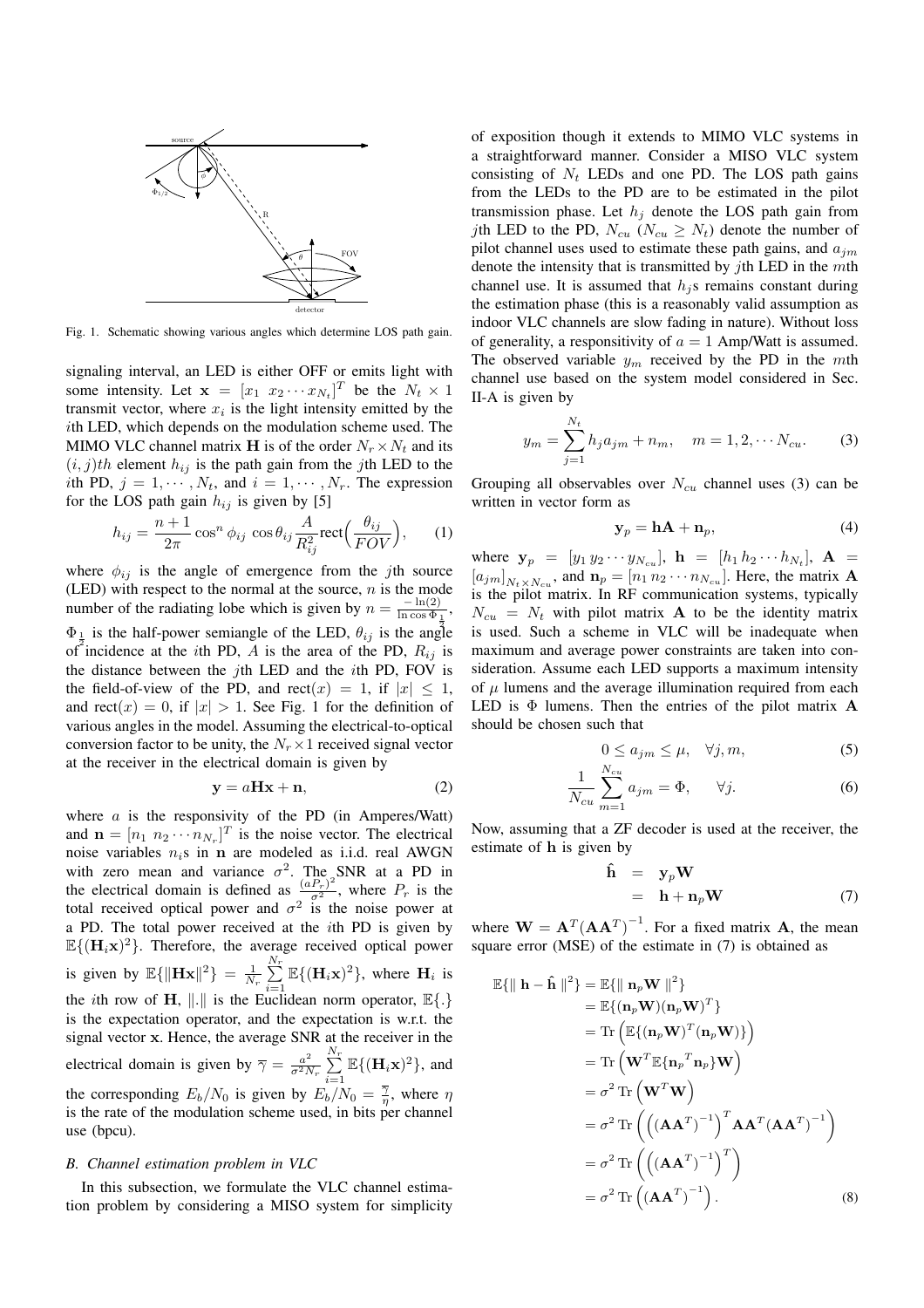Fig. 1. Schematic showing various angles which determine LOS path gain.

signaling interval, an LED is either OFF or emits light with some intensity. Let $\mathbf{x} = [x_1 \; x_2 \cdots x_{N_t}]^T$ be the $N_t \times 1$ transmit vector, where $x_i$ is the light intensity emitted by the $i$th LED, which depends on the modulation scheme used. The MIMO VLC channel matrix $\mathbf{H}$ is of the order $N_r \times N_t$ and its $(i,j)th$ element $h_{ij}$ is the path gain from the $j$th LED to the $i$th PD, $j = 1, \cdots, N_t$, and $i = 1, \cdots, N_r$. The expression for the LOS path gain $h_{ij}$ is given by [5]

$$h_{ij} = \frac{n+1}{2\pi} \cos^n \phi_{ij} \, \cos\theta_{ij} \frac{A}{R_{ij}^2} \text{rect}\Big(\frac{\theta_{ij}}{FOV}\Big), \tag{1}$$

where $\phi_{ij}$ is the angle of emergence from the $j$th source (LED) with respect to the normal at the source, $n$ is the mode number of the radiating lobe which is given by $n = \frac{-\ln(2)}{\ln \cos \Phi_{\frac{1}{2}}}$, $\Phi_{\frac{1}{2}}$ is the half-power semiangle of the LED, $\theta_{ij}$ is the angle of incidence at the $i$th PD, $A$ is the area of the PD, $R_{ij}$ is the distance between the $j$th LED and the $i$th PD, FOV is the field-of-view of the PD, and $\text{rect}(x) = 1$, if $|x| \leq 1$, and $\text{rect}(x) = 0$, if $|x| > 1$. See Fig. 1 for the definition of various angles in the model. Assuming the electrical-to-optical conversion factor to be unity, the $N_r \times 1$ received signal vector at the receiver in the electrical domain is given by

$$\mathbf{y} = a\mathbf{H}\mathbf{x} + \mathbf{n}, \tag{2}$$

where $a$ is the responsivity of the PD (in Amperes/Watt) and $\mathbf{n} = [n_1 \; n_2 \cdots n_{N_r}]^T$ is the noise vector. The electrical noise variables $n_i$s in $\mathbf{n}$ are modeled as i.i.d. real AWGN with zero mean and variance $\sigma^2$. The SNR at a PD in the electrical domain is defined as $\frac{(aP_r)^2}{\sigma^2}$, where $P_r$ is the total received optical power and $\sigma^2$ is the noise power at a PD. The total power received at the $i$th PD is given by $\mathbb{E}\{(\mathbf{H}_i\mathbf{x})^2\}$. Therefore, the average received optical power is given by $\mathbb{E}\{\|\mathbf{H}\mathbf{x}\|^2\} = \frac{1}{N_r}\sum_{i=1}^{N_r}\mathbb{E}\{(\mathbf{H}_i\mathbf{x})^2\}$, where $\mathbf{H}_i$ is the $i$th row of $\mathbf{H}$, $\|.\|$ is the Euclidean norm operator, $\mathbb{E}\{.\}$ is the expectation operator, and the expectation is w.r.t. the signal vector $\mathbf{x}$. Hence, the average SNR at the receiver in the electrical domain is given by $\overline{\gamma} = \frac{a^2}{\sigma^2 N_r}\sum_{i=1}^{N_r}\mathbb{E}\{(\mathbf{H}_i\mathbf{x})^2\}$, and the corresponding $E_b/N_0$ is given by $E_b/N_0 = \frac{\overline{\gamma}}{\eta}$, where $\eta$ is the rate of the modulation scheme used, in bits per channel use (bpcu).

### B. Channel estimation problem in VLC

In this subsection, we formulate the VLC channel estimation problem by considering a MISO system for simplicity of exposition though it extends to MIMO VLC systems in a straightforward manner. Consider a MISO VLC system consisting of $N_t$ LEDs and one PD. The LOS path gains from the LEDs to the PD are to be estimated in the pilot transmission phase. Let $h_j$ denote the LOS path gain from $j$th LED to the PD, $N_{cu}$ ($N_{cu} \geq N_t$) denote the number of pilot channel uses used to estimate these path gains, and $a_{jm}$ denote the intensity that is transmitted by $j$th LED in the $m$th channel use. It is assumed that $h_j$s remains constant during the estimation phase (this is a reasonably valid assumption as indoor VLC channels are slow fading in nature). Without loss of generality, a responsitivity of $a = 1$ Amp/Watt is assumed. The observed variable $y_m$ received by the PD in the $m$th channel use based on the system model considered in Sec. II-A is given by

$$y_m = \sum_{j=1}^{N_t} h_j a_{jm} + n_m, \quad m = 1, 2, \cdots N_{cu}. \tag{3}$$

Grouping all observables over $N_{cu}$ channel uses (3) can be written in vector form as

$$\mathbf{y}_p = \mathbf{h}\mathbf{A} + \mathbf{n}_p, \tag{4}$$

where $\mathbf{y}_p = [y_1 \, y_2 \cdots y_{N_{cu}}]$, $\mathbf{h} = [h_1 \, h_2 \cdots h_{N_t}]$, $\mathbf{A} = [a_{jm}]_{N_t \times N_{cu}}$, and $\mathbf{n}_p = [n_1 \, n_2 \cdots n_{N_{cu}}]$. Here, the matrix $\mathbf{A}$ is the pilot matrix. In RF communication systems, typically $N_{cu} = N_t$ with pilot matrix $\mathbf{A}$ to be the identity matrix is used. Such a scheme in VLC will be inadequate when maximum and average power constraints are taken into consideration. Assume each LED supports a maximum intensity of $\mu$ lumens and the average illumination required from each LED is $\Phi$ lumens. Then the entries of the pilot matrix $\mathbf{A}$ should be chosen such that

$$0 \leq a_{jm} \leq \mu, \quad \forall j, m, \tag{5}$$

$$\frac{1}{N_{cu}}\sum_{m=1}^{N_{cu}} a_{jm} = \Phi, \quad \forall j. \tag{6}$$

Now, assuming that a ZF decoder is used at the receiver, the estimate of $\mathbf{h}$ is given by

$$\begin{aligned} \hat{\mathbf{h}} &= \mathbf{y}_p\mathbf{W} \\ &= \mathbf{h} + \mathbf{n}_p\mathbf{W} \end{aligned} \tag{7}$$

where $\mathbf{W} = \mathbf{A}^T(\mathbf{A}\mathbf{A}^T)^{-1}$. For a fixed matrix $\mathbf{A}$, the mean square error (MSE) of the estimate in (7) is obtained as

$$\begin{aligned} \mathbb{E}\{\| \mathbf{h} - \hat{\mathbf{h}} \|^2\} &= \mathbb{E}\{\| \mathbf{n}_p\mathbf{W} \|^2\} \\ &= \mathbb{E}\{(\mathbf{n}_p\mathbf{W})(\mathbf{n}_p\mathbf{W})^T\} \\ &= \text{Tr}\left(\mathbb{E}\{(\mathbf{n}_p\mathbf{W})^T(\mathbf{n}_p\mathbf{W})\}\right) \\ &= \text{Tr}\left(\mathbf{W}^T\mathbb{E}\{\mathbf{n}_p{}^T\mathbf{n}_p\}\mathbf{W}\right) \\ &= \sigma^2 \, \text{Tr}\left(\mathbf{W}^T\mathbf{W}\right) \\ &= \sigma^2 \, \text{Tr}\left(\left((\mathbf{A}\mathbf{A}^T)^{-1}\right)^T\mathbf{A}\mathbf{A}^T(\mathbf{A}\mathbf{A}^T)^{-1}\right) \\ &= \sigma^2 \, \text{Tr}\left(\left((\mathbf{A}\mathbf{A}^T)^{-1}\right)^T\right) \\ &= \sigma^2 \, \text{Tr}\left((\mathbf{A}\mathbf{A}^T)^{-1}\right). \end{aligned} \tag{8}$$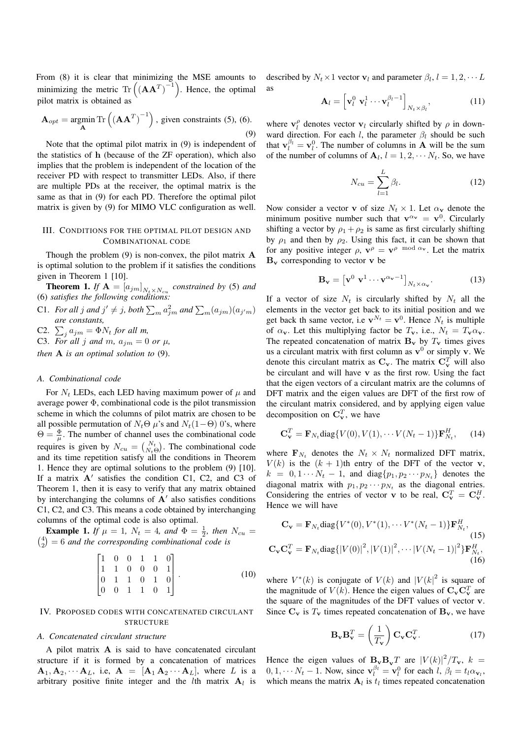From (8) it is clear that minimizing the MSE amounts to minimizing the metric $\mathrm{Tr}\left((\mathbf{A}\mathbf{A}^T)^{-1}\right)$. Hence, the optimal pilot matrix is obtained as

$$\mathbf{A}_{opt} = \underset{\mathbf{A}}{\operatorname{argmin}}\,\mathrm{Tr}\left((\mathbf{A}\mathbf{A}^T)^{-1}\right), \text{ given constraints (5), (6).} \tag{9}$$

Note that the optimal pilot matrix in (9) is independent of the statistics of $\mathbf{h}$ (because of the ZF operation), which also implies that the problem is independent of the location of the receiver PD with respect to transmitter LEDs. Also, if there are multiple PDs at the receiver, the optimal matrix is the same as that in (9) for each PD. Therefore the optimal pilot matrix is given by (9) for MIMO VLC configuration as well.

## III. Conditions for the optimal pilot design and Combinational code

Though the problem (9) is non-convex, the pilot matrix $\mathbf{A}$ is optimal solution to the problem if it satisfies the conditions given in Theorem 1 [10].

**Theorem 1.** *If $\mathbf{A} = [a_{jm}]_{N_t \times N_{cu}}$ constrained by* (5) *and* (6) *satisfies the following conditions:*

C1. *For all $j$ and $j' \neq j$, both $\sum_m a_{jm}^2$ and $\sum_m (a_{jm})(a_{j'm})$ are constants,*

C2. $\sum_j a_{jm} = \Phi N_t$ *for all $m$,*

C3. *For all $j$ and $m$, $a_{jm} = 0$ or $\mu$,*

*then $\mathbf{A}$ is an optimal solution to* (9).

### A. Combinational code

For $N_t$ LEDs, each LED having maximum power of $\mu$ and average power $\Phi$, combinational code is the pilot transmission scheme in which the columns of pilot matrix are chosen to be all possible permutation of $N_t\Theta$ $\mu$'s and $N_t(1-\Theta)$ 0's, where $\Theta = \frac{\Phi}{\mu}$. The number of channel uses the combinational code requires is given by $N_{cu} = \binom{N_t}{N_t\Theta}$. The combinational code and its time repetition satisfy all the conditions in Theorem 1. Hence they are optimal solutions to the problem (9) [10]. If a matrix $\mathbf{A}'$ satisfies the condition C1, C2, and C3 of Theorem 1, then it is easy to verify that any matrix obtained by interchanging the columns of $\mathbf{A}'$ also satisfies conditions C1, C2, and C3. This means a code obtained by interchanging columns of the optimal code is also optimal.

**Example 1.** *If $\mu = 1$, $N_t = 4$, and $\Phi = \frac{1}{2}$, then $N_{cu} = \binom{4}{2} = 6$ and the corresponding combinational code is*

$$\begin{bmatrix} 1 & 0 & 0 & 1 & 1 & 0 \\ 1 & 1 & 0 & 0 & 0 & 1 \\ 0 & 1 & 1 & 0 & 1 & 0 \\ 0 & 0 & 1 & 1 & 0 & 1 \end{bmatrix}. \tag{10}$$

## IV. Proposed codes with concatenated circulant structure

### A. Concatenated circulant structure

A pilot matrix $\mathbf{A}$ is said to have concatenated circulant structure if it is formed by a concatenation of matrices $\mathbf{A}_1, \mathbf{A}_2, \cdots \mathbf{A}_L$, i.e, $\mathbf{A} = [\mathbf{A}_1\, \mathbf{A}_2 \cdots \mathbf{A}_L]$, where $L$ is a arbitrary positive finite integer and the $l$th matrix $\mathbf{A}_l$ is described by $N_t \times 1$ vector $\mathbf{v}_l$ and parameter $\beta_l$, $l = 1, 2, \cdots L$ as

$$\mathbf{A}_l = \left[\mathbf{v}_l^0\ \mathbf{v}_l^1 \cdots \mathbf{v}_l^{\beta_l - 1}\right]_{N_t \times \beta_l}, \tag{11}$$

where $\mathbf{v}_l^\rho$ denotes vector $\mathbf{v}_l$ circularly shifted by $\rho$ in downward direction. For each $l$, the parameter $\beta_l$ should be such that $\mathbf{v}_l^{\beta_l} = \mathbf{v}_l^0$. The number of columns in $\mathbf{A}$ will be the sum of the number of columns of $\mathbf{A}_l$, $l = 1, 2, \cdots N_t$. So, we have

$$N_{cu} = \sum_{l=1}^{L} \beta_l. \tag{12}$$

Now consider a vector $\mathbf{v}$ of size $N_t \times 1$. Let $\alpha_{\mathbf{v}}$ denote the minimum positive number such that $\mathbf{v}^{\alpha_{\mathbf{v}}} = \mathbf{v}^0$. Circularly shifting a vector by $\rho_1 + \rho_2$ is same as first circularly shifting by $\rho_1$ and then by $\rho_2$. Using this fact, it can be shown that for any positive integer $\rho$, $\mathbf{v}^\rho = \mathbf{v}^{\rho \mod \alpha_{\mathbf{v}}}$. Let the matrix $\mathbf{B}_{\mathbf{v}}$ corresponding to vector $\mathbf{v}$ be

$$\mathbf{B}_{\mathbf{v}} = \left[\mathbf{v}^0\ \mathbf{v}^1 \cdots \mathbf{v}^{\alpha_{\mathbf{v}}-1}\right]_{N_t \times \alpha_{\mathbf{v}}}. \tag{13}$$

If a vector of size $N_t$ is circularly shifted by $N_t$ all the elements in the vector get back to its initial position and we get back th same vector, i.e $\mathbf{v}^{N_t} = \mathbf{v}^0$. Hence $N_t$ is multiple of $\alpha_{\mathbf{v}}$. Let this multiplying factor be $T_{\mathbf{v}}$, i.e., $N_t = T_{\mathbf{v}}\alpha_{\mathbf{v}}$. The repeated concatenation of matrix $\mathbf{B}_{\mathbf{v}}$ by $T_{\mathbf{v}}$ times gives us a circulant matrix with first column as $\mathbf{v}^0$ or simply $\mathbf{v}$. We denote this circulant matrix as $\mathbf{C}_{\mathbf{v}}$. The matrix $\mathbf{C}_{\mathbf{v}}^T$ will also be circulant and will have $\mathbf{v}$ as the first row. Using the fact that the eigen vectors of a circulant matrix are the columns of DFT matrix and the eigen values are DFT of the first row of the circulant matrix considered, and by applying eigen value decomposition on $\mathbf{C}_{\mathbf{v}}^T$, we have

$$\mathbf{C}_{\mathbf{v}}^T = \mathbf{F}_{N_t}\mathrm{diag}\{V(0), V(1), \cdots V(N_t - 1)\}\mathbf{F}_{N_t}^H, \tag{14}$$

where $\mathbf{F}_{N_t}$ denotes the $N_t \times N_t$ normalized DFT matrix, $V(k)$ is the $(k+1)$th entry of the DFT of the vector $\mathbf{v}$, $k = 0, 1 \cdots N_t - 1$, and $\mathrm{diag}\{p_1, p_2 \cdots p_{N_t}\}$ denotes the diagonal matrix with $p_1, p_2 \cdots p_{N_t}$ as the diagonal entries. Considering the entries of vector $\mathbf{v}$ to be real, $\mathbf{C}_{\mathbf{v}}^T = \mathbf{C}_{\mathbf{v}}^H$. Hence we will have

$$\mathbf{C}_{\mathbf{v}} = \mathbf{F}_{N_t}\mathrm{diag}\{V^*(0), V^*(1), \cdots V^*(N_t - 1)\}\mathbf{F}_{N_t}^H, \tag{15}$$

$$\mathbf{C}_{\mathbf{v}}\mathbf{C}_{\mathbf{v}}^T = \mathbf{F}_{N_t}\mathrm{diag}\{|V(0)|^2, |V(1)|^2, \cdots |V(N_t - 1)|^2\}\mathbf{F}_{N_t}^H, \tag{16}$$

where $V^*(k)$ is conjugate of $V(k)$ and $|V(k|^2$ is square of the magnitude of $V(k)$. Hence the eigen values of $\mathbf{C}_{\mathbf{v}}\mathbf{C}_{\mathbf{v}}^T$ are the square of the magnitudes of the DFT values of vector $\mathbf{v}$. Since $\mathbf{C}_{\mathbf{v}}$ is $T_{\mathbf{v}}$ times repeated concatenation of $\mathbf{B}_{\mathbf{v}}$, we have

$$\mathbf{B}_{\mathbf{v}}\mathbf{B}_{\mathbf{v}}^T = \left(\frac{1}{T_{\mathbf{v}}}\right)\mathbf{C}_{\mathbf{v}}\mathbf{C}_{\mathbf{v}}^T. \tag{17}$$

Hence the eigen values of $\mathbf{B}_{\mathbf{v}}\mathbf{B}_{\mathbf{v}}T$ are $|V(k)|^2/T_{\mathbf{v}}$, $k = 0, 1, \cdots N_t - 1$. Now, since $\mathbf{v}_l^{\beta_l} = \mathbf{v}_l^0$ for each $l$, $\beta_l = t_l\alpha_{\mathbf{v}_l}$, which means the matrix $\mathbf{A}_l$ is $t_l$ times repeated concatenation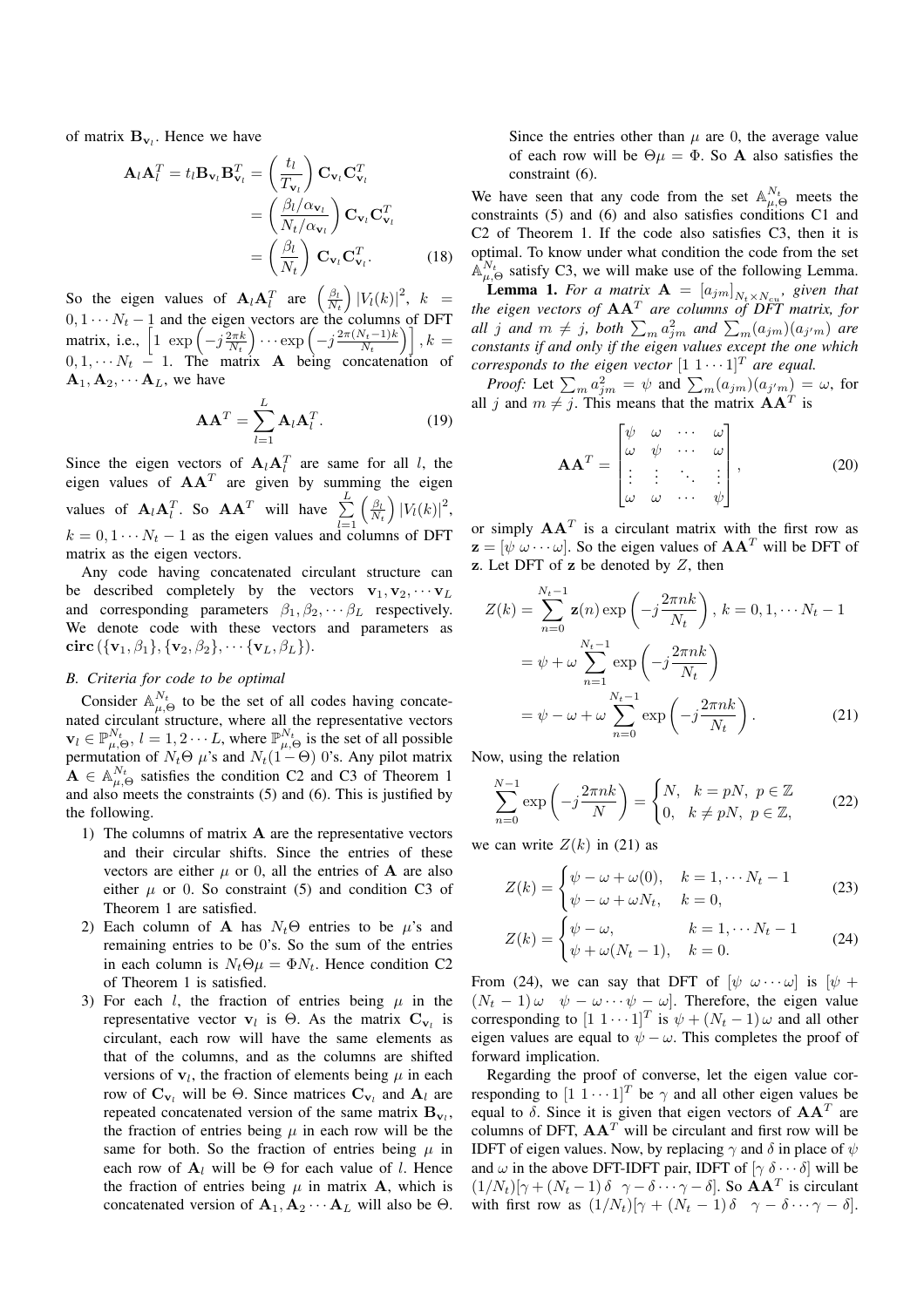of matrix $\mathbf{B}_{\mathbf{v}_l}$. Hence we have

$$\mathbf{A}_l\mathbf{A}_l^T = t_l\mathbf{B}_{\mathbf{v}_l}\mathbf{B}_{\mathbf{v}_l}^T = \left(\frac{t_l}{T_{\mathbf{v}_l}}\right)\mathbf{C}_{\mathbf{v}_l}\mathbf{C}_{\mathbf{v}_l}^T = \left(\frac{\beta_l/\alpha_{\mathbf{v}_l}}{N_t/\alpha_{\mathbf{v}_l}}\right)\mathbf{C}_{\mathbf{v}_l}\mathbf{C}_{\mathbf{v}_l}^T = \left(\frac{\beta_l}{N_t}\right)\mathbf{C}_{\mathbf{v}_l}\mathbf{C}_{\mathbf{v}_l}^T. \quad (18)$$

So the eigen values of $\mathbf{A}_l\mathbf{A}_l^T$ are $\left(\frac{\beta_l}{N_t}\right)|V_l(k)|^2$, $k = 0, 1\cdots N_t-1$ and the eigen vectors are the columns of DFT matrix, i.e., $\left[1\ \exp\left(-j\frac{2\pi k}{N_t}\right)\cdots\exp\left(-j\frac{2\pi(N_t-1)k}{N_t}\right)\right], k = 0, 1, \cdots N_t-1$. The matrix $\mathbf{A}$ being concatenation of $\mathbf{A}_1, \mathbf{A}_2, \cdots \mathbf{A}_L$, we have

$$\mathbf{A}\mathbf{A}^T = \sum_{l=1}^{L}\mathbf{A}_l\mathbf{A}_l^T. \quad (19)$$

Since the eigen vectors of $\mathbf{A}_l\mathbf{A}_l^T$ are same for all $l$, the eigen values of $\mathbf{A}\mathbf{A}^T$ are given by summing the eigen values of $\mathbf{A}_l\mathbf{A}_l^T$. So $\mathbf{A}\mathbf{A}^T$ will have $\sum_{l=1}^{L}\left(\frac{\beta_l}{N_t}\right)|V_l(k)|^2$, $k = 0, 1\cdots N_t-1$ as the eigen values and columns of DFT matrix as the eigen vectors.

Any code having concatenated circulant structure can be described completely by the vectors $\mathbf{v}_1, \mathbf{v}_2, \cdots \mathbf{v}_L$ and corresponding parameters $\beta_1, \beta_2, \cdots \beta_L$ respectively. We denote code with these vectors and parameters as $\mathbf{circ}\left(\{\mathbf{v}_1, \beta_1\}, \{\mathbf{v}_2, \beta_2\}, \cdots \{\mathbf{v}_L, \beta_L\}\right)$.

### *B. Criteria for code to be optimal*

Consider $\mathbb{A}_{\mu,\Theta}^{N_t}$ to be the set of all codes having concatenated circulant structure, where all the representative vectors $\mathbf{v}_l \in \mathbb{P}_{\mu,\Theta}^{N_t}$, $l = 1, 2\cdots L$, where $\mathbb{P}_{\mu,\Theta}^{N_t}$ is the set of all possible permutation of $N_t\Theta$ $\mu$'s and $N_t(1-\Theta)$ 0's. Any pilot matrix $\mathbf{A} \in \mathbb{A}_{\mu,\Theta}^{N_t}$ satisfies the condition C2 and C3 of Theorem 1 and also meets the constraints (5) and (6). This is justified by the following.

1) The columns of matrix $\mathbf{A}$ are the representative vectors and their circular shifts. Since the entries of these vectors are either $\mu$ or 0, all the entries of $\mathbf{A}$ are also either $\mu$ or 0. So constraint (5) and condition C3 of Theorem 1 are satisfied.
2) Each column of $\mathbf{A}$ has $N_t\Theta$ entries to be $\mu$'s and remaining entries to be 0's. So the sum of the entries in each column is $N_t\Theta\mu = \Phi N_t$. Hence condition C2 of Theorem 1 is satisfied.
3) For each $l$, the fraction of entries being $\mu$ in the representative vector $\mathbf{v}_l$ is $\Theta$. As the matrix $\mathbf{C}_{\mathbf{v}_l}$ is circulant, each row will have the same elements as that of the columns, and as the columns are shifted versions of $\mathbf{v}_l$, the fraction of elements being $\mu$ in each row of $\mathbf{C}_{\mathbf{v}_l}$ will be $\Theta$. Since matrices $\mathbf{C}_{\mathbf{v}_l}$ and $\mathbf{A}_l$ are repeated concatenated version of the same matrix $\mathbf{B}_{\mathbf{v}_l}$, the fraction of entries being $\mu$ in each row will be the same for both. So the fraction of entries being $\mu$ in each row of $\mathbf{A}_l$ will be $\Theta$ for each value of $l$. Hence the fraction of entries being $\mu$ in matrix $\mathbf{A}$, which is concatenated version of $\mathbf{A}_1, \mathbf{A}_2 \cdots \mathbf{A}_L$ will also be $\Theta$. Since the entries other than $\mu$ are 0, the average value of each row will be $\Theta\mu = \Phi$. So $\mathbf{A}$ also satisfies the constraint (6).

We have seen that any code from the set $\mathbb{A}_{\mu,\Theta}^{N_t}$ meets the constraints (5) and (6) and also satisfies conditions C1 and C2 of Theorem 1. If the code also satisfies C3, then it is optimal. To know under what condition the code from the set $\mathbb{A}_{\mu,\Theta}^{N_t}$ satisfy C3, we will make use of the following Lemma.

**Lemma 1.** *For a matrix $\mathbf{A} = [a_{jm}]_{N_t\times N_{cu}}$, given that the eigen vectors of $\mathbf{A}\mathbf{A}^T$ are columns of DFT matrix, for all $j$ and $m \neq j$, both $\sum_m a_{jm}^2$ and $\sum_m (a_{jm})(a_{j'm})$ are constants if and only if the eigen values except the one which corresponds to the eigen vector $[1\ 1\cdots 1]^T$ are equal.*

*Proof:* Let $\sum_m a_{jm}^2 = \psi$ and $\sum_m (a_{jm})(a_{j'm}) = \omega$, for all $j$ and $m \neq j$. This means that the matrix $\mathbf{A}\mathbf{A}^T$ is

$$\mathbf{A}\mathbf{A}^T = \begin{bmatrix} \psi & \omega & \cdots & \omega \\ \omega & \psi & \cdots & \omega \\ \vdots & \vdots & \ddots & \vdots \\ \omega & \omega & \cdots & \psi \end{bmatrix}, \quad (20)$$

or simply $\mathbf{A}\mathbf{A}^T$ is a circulant matrix with the first row as $\mathbf{z} = [\psi\ \omega\cdots\omega]$. So the eigen values of $\mathbf{A}\mathbf{A}^T$ will be DFT of $\mathbf{z}$. Let DFT of $\mathbf{z}$ be denoted by $Z$, then

$$\begin{aligned} Z(k) &= \sum_{n=0}^{N_t-1}\mathbf{z}(n)\exp\left(-j\frac{2\pi nk}{N_t}\right), k = 0, 1, \cdots N_t-1 \\ &= \psi + \omega\sum_{n=1}^{N_t-1}\exp\left(-j\frac{2\pi nk}{N_t}\right) \\ &= \psi - \omega + \omega\sum_{n=0}^{N_t-1}\exp\left(-j\frac{2\pi nk}{N_t}\right). \end{aligned} \quad (21)$$

Now, using the relation

$$\sum_{n=0}^{N-1}\exp\left(-j\frac{2\pi nk}{N}\right) = \begin{cases} N, & k = pN,\ p \in \mathbb{Z} \\ 0, & k \neq pN,\ p \in \mathbb{Z}, \end{cases} \quad (22)$$

we can write $Z(k)$ in (21) as

$$Z(k) = \begin{cases} \psi - \omega + \omega(0), & k = 1, \cdots N_t-1 \\ \psi - \omega + \omega N_t, & k = 0, \end{cases} \quad (23)$$

$$Z(k) = \begin{cases} \psi - \omega, & k = 1, \cdots N_t-1 \\ \psi + \omega(N_t-1), & k = 0. \end{cases} \quad (24)$$

From (24), we can say that DFT of $[\psi\ \omega\cdots\omega]$ is $[\psi + (N_t-1)\,\omega \quad \psi - \omega\cdots\psi - \omega]$. Therefore, the eigen value corresponding to $[1\ 1\cdots 1]^T$ is $\psi + (N_t-1)\,\omega$ and all other eigen values are equal to $\psi - \omega$. This completes the proof of forward implication.

Regarding the proof of converse, let the eigen value corresponding to $[1\ 1\cdots 1]^T$ be $\gamma$ and all other eigen values be equal to $\delta$. Since it is given that eigen vectors of $\mathbf{A}\mathbf{A}^T$ are columns of DFT, $\mathbf{A}\mathbf{A}^T$ will be circulant and first row will be IDFT of eigen values. Now, by replacing $\gamma$ and $\delta$ in place of $\psi$ and $\omega$ in the above DFT-IDFT pair, IDFT of $[\gamma\ \delta\cdots\delta]$ will be $(1/N_t)[\gamma + (N_t-1)\,\delta \quad \gamma - \delta\cdots\gamma - \delta]$. So $\mathbf{A}\mathbf{A}^T$ is circulant with first row as $(1/N_t)[\gamma + (N_t-1)\,\delta \quad \gamma - \delta\cdots\gamma - \delta]$.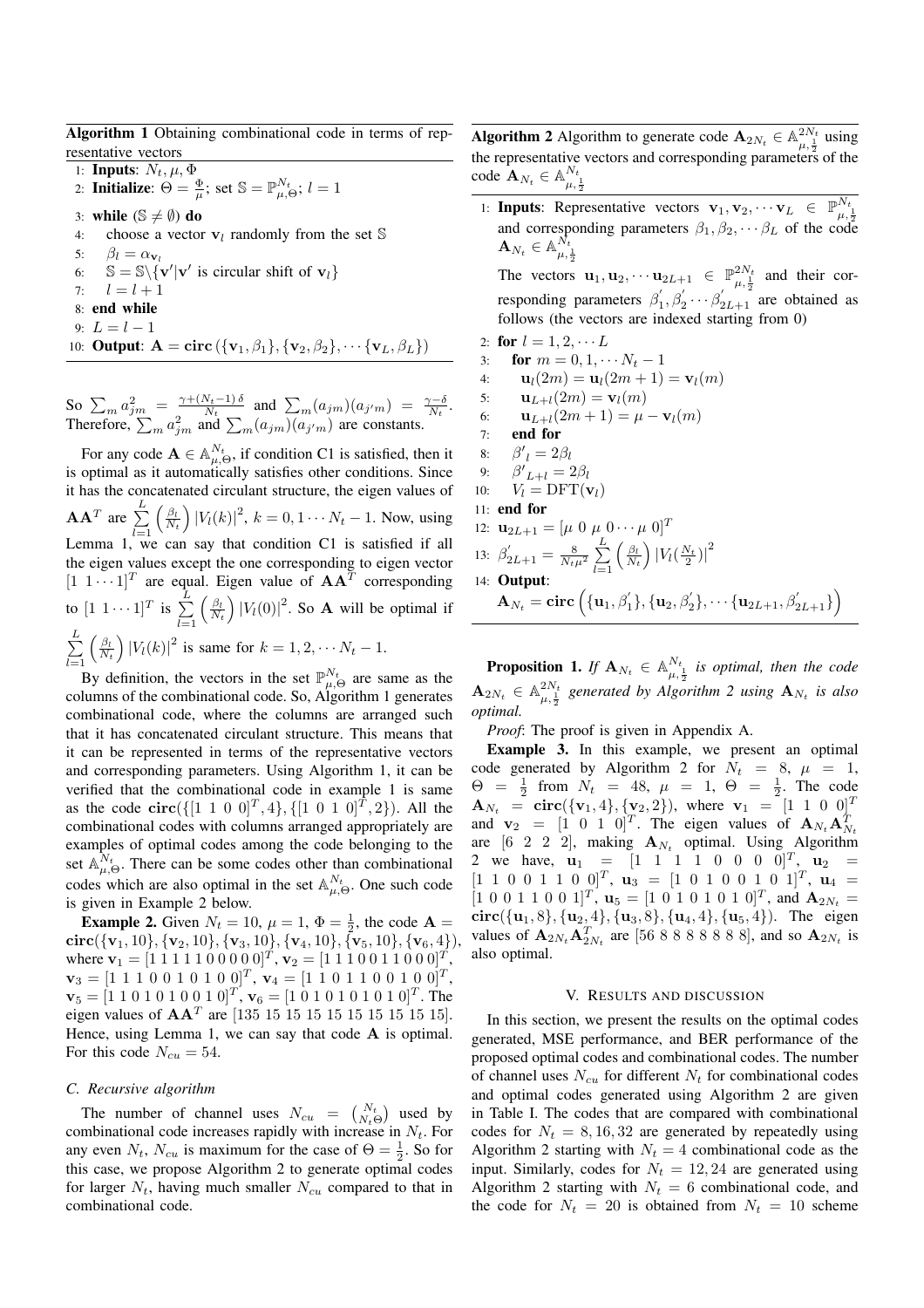**Algorithm 1** Obtaining combinational code in terms of representative vectors

```
1: Inputs: N_t, μ, Φ
2: Initialize: Θ = Φ/μ; set S = P^{N_t}_{μ,Θ}; l = 1
3: while (S ≠ ∅) do
4:     choose a vector v_l randomly from the set S
5:     β_l = α_{v_l}
6:     S = S\{v'|v' is circular shift of v_l}
7:     l = l + 1
8: end while
9: L = l − 1
10: Output: A = circ({v_1, β_1}, {v_2, β_2}, ··· {v_L, β_L})
```

So $\sum_m a_{jm}^2 = \frac{\gamma + (N_t - 1)\,\delta}{N_t}$ and $\sum_m (a_{jm})(a_{j'm}) = \frac{\gamma - \delta}{N_t}$. Therefore, $\sum_m a_{jm}^2$ and $\sum_m (a_{jm})(a_{j'm})$ are constants.

For any code $\mathbf{A} \in \mathbb{A}^{N_t}_{\mu,\Theta}$, if condition C1 is satisfied, then it is optimal as it automatically satisfies other conditions. Since it has the concatenated circulant structure, the eigen values of $\mathbf{A}\mathbf{A}^T$ are $\sum_{l=1}^{L} \left(\frac{\beta_l}{N_t}\right) |V_l(k)|^2$, $k = 0, 1 \cdots N_t - 1$. Now, using Lemma 1, we can say that condition C1 is satisfied if all the eigen values except the one corresponding to eigen vector $[1\ 1 \cdots 1]^T$ are equal. Eigen value of $\mathbf{A}\mathbf{A}^T$ corresponding to $[1\ 1 \cdots 1]^T$ is $\sum_{l=1}^{L} \left(\frac{\beta_l}{N_t}\right) |V_l(0)|^2$. So $\mathbf{A}$ will be optimal if $\sum_{l=1}^{L} \left(\frac{\beta_l}{N_t}\right) |V_l(k)|^2$ is same for $k = 1, 2, \cdots N_t - 1$.

By definition, the vectors in the set $\mathbb{P}^{N_t}_{\mu,\Theta}$ are same as the columns of the combinational code. So, Algorithm 1 generates combinational code, where the columns are arranged such that it has concatenated circulant structure. This means that it can be represented in terms of the representative vectors and corresponding parameters. Using Algorithm 1, it can be verified that the combinational code in example 1 is same as the code $\mathbf{circ}(\{[1\ 1\ 0\ 0]^T, 4\}, \{[1\ 0\ 1\ 0]^T, 2\})$. All the combinational codes with columns arranged appropriately are examples of optimal codes among the code belonging to the set $\mathbb{A}^{N_t}_{\mu,\Theta}$. There can be some codes other than combinational codes which are also optimal in the set $\mathbb{A}^{N_t}_{\mu,\Theta}$. One such code is given in Example 2 below.

**Example 2.** Given $N_t = 10$, $\mu = 1$, $\Phi = \frac{1}{2}$, the code $\mathbf{A} = \mathbf{circ}(\{\mathbf{v}_1, 10\}, \{\mathbf{v}_2, 10\}, \{\mathbf{v}_3, 10\}, \{\mathbf{v}_4, 10\}, \{\mathbf{v}_5, 10\}, \{\mathbf{v}_6, 4\})$, where $\mathbf{v}_1 = [1\,1\,1\,1\,1\,0\,0\,0\,0\,0]^T$, $\mathbf{v}_2 = [1\,1\,1\,0\,0\,1\,1\,0\,0\,0]^T$, $\mathbf{v}_3 = [1\,1\,1\,0\,0\,1\,0\,1\,0\,0]^T$, $\mathbf{v}_4 = [1\,1\,0\,1\,1\,0\,0\,1\,0\,0]^T$, $\mathbf{v}_5 = [1\,1\,0\,1\,0\,1\,0\,0\,1\,0]^T$, $\mathbf{v}_6 = [1\,0\,1\,0\,1\,0\,1\,0\,1\,0]^T$. The eigen values of $\mathbf{A}\mathbf{A}^T$ are [135 15 15 15 15 15 15 15 15 15]. Hence, using Lemma 1, we can say that code $\mathbf{A}$ is optimal. For this code $N_{cu} = 54$.

### C. Recursive algorithm

The number of channel uses $N_{cu} = \binom{N_t}{N_t\Theta}$ used by combinational code increases rapidly with increase in $N_t$. For any even $N_t$, $N_{cu}$ is maximum for the case of $\Theta = \frac{1}{2}$. So for this case, we propose Algorithm 2 to generate optimal codes for larger $N_t$, having much smaller $N_{cu}$ compared to that in combinational code.

**Algorithm 2** Algorithm to generate code $\mathbf{A}_{2N_t} \in \mathbb{A}^{2N_t}_{\mu,\frac{1}{2}}$ using the representative vectors and corresponding parameters of the code $\mathbf{A}_{N_t} \in \mathbb{A}^{N_t}_{\mu,\frac{1}{2}}$

1: **Inputs**: Representative vectors $\mathbf{v}_1, \mathbf{v}_2, \cdots \mathbf{v}_L \in \mathbb{P}^{N_t}_{\mu,\frac{1}{2}}$ and corresponding parameters $\beta_1, \beta_2, \cdots \beta_L$ of the code $\mathbf{A}_{N_t} \in \mathbb{A}^{N_t}_{\mu,\frac{1}{2}}$

The vectors $\mathbf{u}_1, \mathbf{u}_2, \cdots \mathbf{u}_{2L+1} \in \mathbb{P}^{2N_t}_{\mu,\frac{1}{2}}$ and their corresponding parameters $\beta'_1, \beta'_2 \cdots \beta'_{2L+1}$ are obtained as follows (the vectors are indexed starting from 0)

2: **for** $l = 1, 2, \cdots L$
3: &nbsp;&nbsp;&nbsp;&nbsp;**for** $m = 0, 1, \cdots N_t - 1$
4: &nbsp;&nbsp;&nbsp;&nbsp;&nbsp;&nbsp;&nbsp;&nbsp;$\mathbf{u}_l(2m) = \mathbf{u}_l(2m+1) = \mathbf{v}_l(m)$
5: &nbsp;&nbsp;&nbsp;&nbsp;&nbsp;&nbsp;&nbsp;&nbsp;$\mathbf{u}_{L+l}(2m) = \mathbf{v}_l(m)$
6: &nbsp;&nbsp;&nbsp;&nbsp;&nbsp;&nbsp;&nbsp;&nbsp;$\mathbf{u}_{L+l}(2m+1) = \mu - \mathbf{v}_l(m)$
7: &nbsp;&nbsp;&nbsp;&nbsp;**end for**
8: &nbsp;&nbsp;&nbsp;&nbsp;$\beta'_l = 2\beta_l$
9: &nbsp;&nbsp;&nbsp;&nbsp;$\beta'_{L+l} = 2\beta_l$
10: &nbsp;&nbsp;&nbsp;&nbsp;$V_l = \text{DFT}(\mathbf{v}_l)$
11: **end for**
12: $\mathbf{u}_{2L+1} = [\mu\ 0\ \mu\ 0 \cdots \mu\ 0]^T$
13: $\beta'_{2L+1} = \frac{8}{N_t \mu^2} \sum_{l=1}^{L} \left(\frac{\beta_l}{N_t}\right) |V_l(\frac{N_t}{2})|^2$
14: **Output**:
$\mathbf{A}_{N_t} = \mathbf{circ}\left(\{\mathbf{u}_1, \beta'_1\}, \{\mathbf{u}_2, \beta'_2\}, \cdots \{\mathbf{u}_{2L+1}, \beta'_{2L+1}\}\right)$

**Proposition 1.** *If $\mathbf{A}_{N_t} \in \mathbb{A}^{N_t}_{\mu,\frac{1}{2}}$ is optimal, then the code $\mathbf{A}_{2N_t} \in \mathbb{A}^{2N_t}_{\mu,\frac{1}{2}}$ generated by Algorithm 2 using $\mathbf{A}_{N_t}$ is also optimal.*

*Proof*: The proof is given in Appendix A.

**Example 3.** In this example, we present an optimal code generated by Algorithm 2 for $N_t = 8$, $\mu = 1$, $\Theta = \frac{1}{2}$ from $N_t = 48$, $\mu = 1$, $\Theta = \frac{1}{2}$. The code $\mathbf{A}_{N_t} = \mathbf{circ}(\{\mathbf{v}_1, 4\}, \{\mathbf{v}_2, 2\})$, where $\mathbf{v}_1 = [1\ 1\ 0\ 0]^T$ and $\mathbf{v}_2 = [1\ 0\ 1\ 0]^T$. The eigen values of $\mathbf{A}_{N_t}\mathbf{A}_{N_t}^T$ are [6 2 2 2], making $\mathbf{A}_{N_t}$ optimal. Using Algorithm 2 we have, $\mathbf{u}_1 = [1\ 1\ 1\ 1\ 0\ 0\ 0\ 0]^T$, $\mathbf{u}_2 = [1\ 1\ 0\ 0\ 1\ 1\ 0\ 0]^T$, $\mathbf{u}_3 = [1\ 0\ 1\ 0\ 0\ 1\ 0\ 1]^T$, $\mathbf{u}_4 = [1\ 0\ 0\ 1\ 1\ 0\ 0\ 1]^T$, $\mathbf{u}_5 = [1\ 0\ 1\ 0\ 1\ 0\ 1\ 0]^T$, and $\mathbf{A}_{2N_t} = \mathbf{circ}(\{\mathbf{u}_1, 8\}, \{\mathbf{u}_2, 4\}, \{\mathbf{u}_3, 8\}, \{\mathbf{u}_4, 4\}, \{\mathbf{u}_5, 4\})$. The eigen values of $\mathbf{A}_{2N_t}\mathbf{A}_{2N_t}^T$ are [56 8 8 8 8 8 8 8], and so $\mathbf{A}_{2N_t}$ is also optimal.

## V. Results and discussion

In this section, we present the results on the optimal codes generated, MSE performance, and BER performance of the proposed optimal codes and combinational codes. The number of channel uses $N_{cu}$ for different $N_t$ for combinational codes and optimal codes generated using Algorithm 2 are given in Table I. The codes that are compared with combinational codes for $N_t = 8, 16, 32$ are generated by repeatedly using Algorithm 2 starting with $N_t = 4$ combinational code as the input. Similarly, codes for $N_t = 12, 24$ are generated using Algorithm 2 starting with $N_t = 6$ combinational code, and the code for $N_t = 20$ is obtained from $N_t = 10$ scheme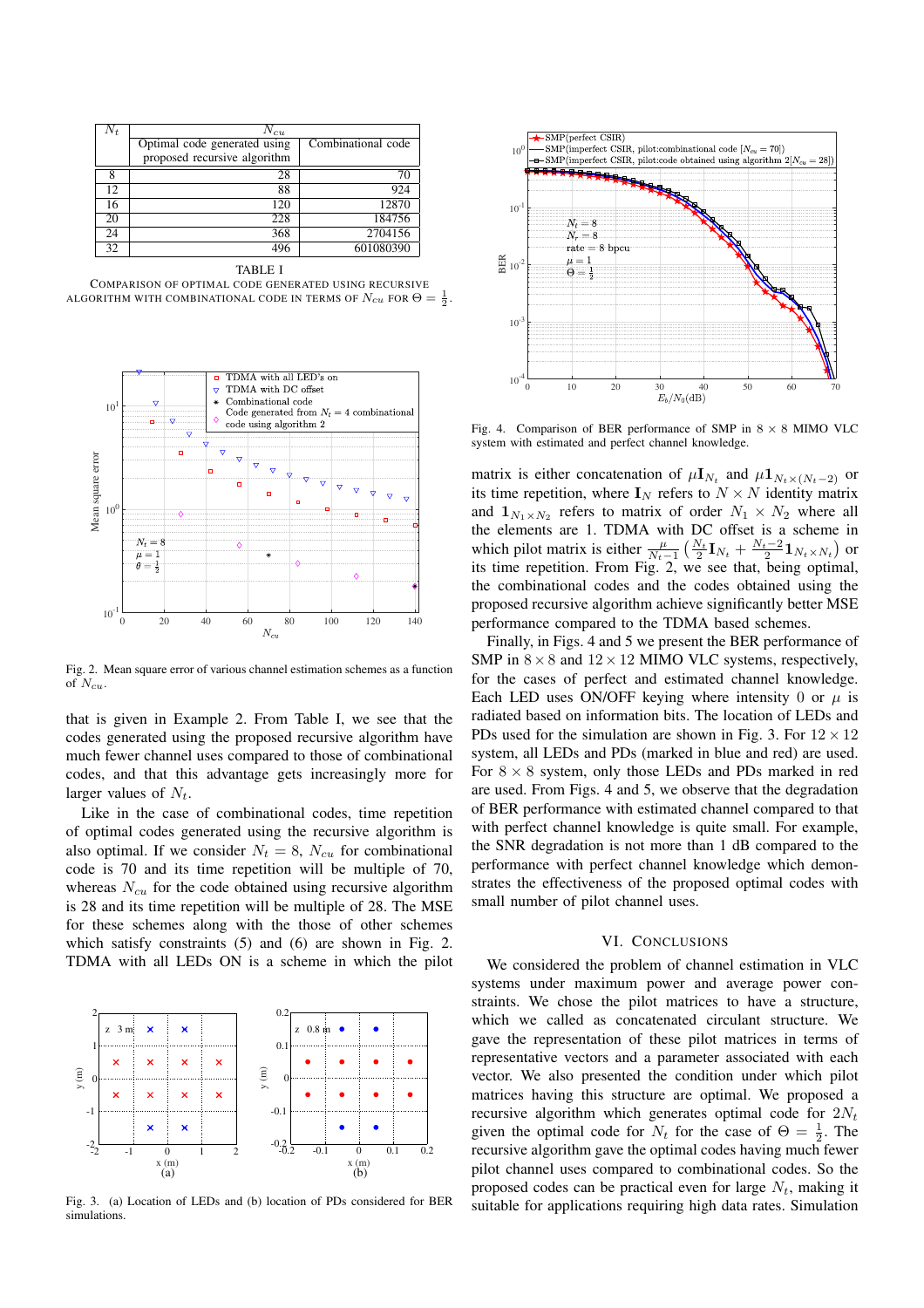| $N_t$ | $N_{cu}$ | |
|---|---|---|
| | Optimal code generated using proposed recursive algorithm | Combinational code |
| 8 | 28 | 70 |
| 12 | 88 | 924 |
| 16 | 120 | 12870 |
| 20 | 228 | 184756 |
| 24 | 368 | 2704156 |
| 32 | 496 | 601080390 |

TABLE I
COMPARISON OF OPTIMAL CODE GENERATED USING RECURSIVE ALGORITHM WITH COMBINATIONAL CODE IN TERMS OF $N_{cu}$ FOR $\Theta = \frac{1}{2}$.

Fig. 2. Mean square error of various channel estimation schemes as a function of $N_{cu}$.

that is given in Example 2. From Table I, we see that the codes generated using the proposed recursive algorithm have much fewer channel uses compared to those of combinational codes, and that this advantage gets increasingly more for larger values of $N_t$.

Like in the case of combinational codes, time repetition of optimal codes generated using the recursive algorithm is also optimal. If we consider $N_t = 8$, $N_{cu}$ for combinational code is 70 and its time repetition will be multiple of 70, whereas $N_{cu}$ for the code obtained using recursive algorithm is 28 and its time repetition will be multiple of 28. The MSE for these schemes along with the those of other schemes which satisfy constraints (5) and (6) are shown in Fig. 2. TDMA with all LEDs ON is a scheme in which the pilot matrix is either concatenation of $\mu\mathbf{I}_{N_t}$ and $\mu\mathbf{1}_{N_t\times(N_t-2)}$ or its time repetition, where $\mathbf{I}_N$ refers to $N \times N$ identity matrix and $\mathbf{1}_{N_1\times N_2}$ refers to matrix of order $N_1 \times N_2$ where all the elements are 1. TDMA with DC offset is a scheme in which pilot matrix is either $\frac{\mu}{N_t-1}\left(\frac{N_t}{2}\mathbf{I}_{N_t} + \frac{N_t-2}{2}\mathbf{1}_{N_t\times N_t}\right)$ or its time repetition. From Fig. 2, we see that, being optimal, the combinational codes and the codes obtained using the proposed recursive algorithm achieve significantly better MSE performance compared to the TDMA based schemes.

Fig. 3. (a) Location of LEDs and (b) location of PDs considered for BER simulations.

Fig. 4. Comparison of BER performance of SMP in $8 \times 8$ MIMO VLC system with estimated and perfect channel knowledge.

Finally, in Figs. 4 and 5 we present the BER performance of SMP in $8 \times 8$ and $12 \times 12$ MIMO VLC systems, respectively, for the cases of perfect and estimated channel knowledge. Each LED uses ON/OFF keying where intensity 0 or $\mu$ is radiated based on information bits. The location of LEDs and PDs used for the simulation are shown in Fig. 3. For $12 \times 12$ system, all LEDs and PDs (marked in blue and red) are used. For $8 \times 8$ system, only those LEDs and PDs marked in red are used. From Figs. 4 and 5, we observe that the degradation of BER performance with estimated channel compared to that with perfect channel knowledge is quite small. For example, the SNR degradation is not more than 1 dB compared to the performance with perfect channel knowledge which demonstrates the effectiveness of the proposed optimal codes with small number of pilot channel uses.

## VI. CONCLUSIONS

We considered the problem of channel estimation in VLC systems under maximum power and average power constraints. We chose the pilot matrices to have a structure, which we called as concatenated circulant structure. We gave the representation of these pilot matrices in terms of representative vectors and a parameter associated with each vector. We also presented the condition under which pilot matrices having this structure are optimal. We proposed a recursive algorithm which generates optimal code for $2N_t$ given the optimal code for $N_t$ for the case of $\Theta = \frac{1}{2}$. The recursive algorithm gave the optimal codes having much fewer pilot channel uses compared to combinational codes. So the proposed codes can be practical even for large $N_t$, making it suitable for applications requiring high data rates. Simulation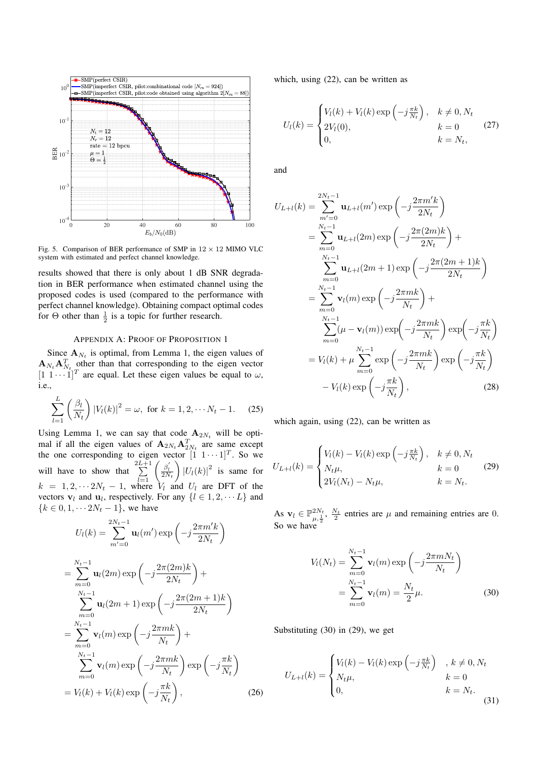Fig. 5. Comparison of BER performance of SMP in $12 \times 12$ MIMO VLC system with estimated and perfect channel knowledge.

results showed that there is only about 1 dB SNR degradation in BER performance when estimated channel using the proposed codes is used (compared to the performance with perfect channel knowledge). Obtaining compact optimal codes for $\Theta$ other than $\frac{1}{2}$ is a topic for further research.

## Appendix A: Proof of Proposition 1

Since $\mathbf{A}_{N_t}$ is optimal, from Lemma 1, the eigen values of $\mathbf{A}_{N_t}\mathbf{A}_{N_t}^T$ other than that corresponding to the eigen vector $[1\ 1 \cdots 1]^T$ are equal. Let these eigen values be equal to $\omega$, i.e.,

$$\sum_{l=1}^{L} \left(\frac{\beta_l}{N_t}\right) |V_l(k)|^2 = \omega, \text{ for } k = 1, 2, \cdots N_t - 1. \tag{25}$$

Using Lemma 1, we can say that code $\mathbf{A}_{2N_t}$ will be optimal if all the eigen values of $\mathbf{A}_{2N_t}\mathbf{A}_{2N_t}^T$ are same except the one corresponding to eigen vector $[1\ 1 \cdots 1]^T$. So we will have to show that $\sum_{l=1}^{2L+1} \left(\frac{\beta_l'}{2N_t}\right) |U_l(k)|^2$ is same for $k = 1, 2, \cdots 2N_t - 1$, where $V_l$ and $U_l$ are DFT of the vectors $\mathbf{v}_l$ and $\mathbf{u}_l$, respectively. For any $\{l \in 1, 2, \cdots L\}$ and $\{k \in 0, 1, \cdots 2N_t - 1\}$, we have

$$\begin{aligned}
U_l(k) &= \sum_{m'=0}^{2N_t-1} \mathbf{u}_l(m') \exp\left(-j\frac{2\pi m' k}{2N_t}\right) \\
&= \sum_{m=0}^{N_t-1} \mathbf{u}_l(2m) \exp\left(-j\frac{2\pi(2m)k}{2N_t}\right) + \\
&\quad \sum_{m=0}^{N_t-1} \mathbf{u}_l(2m+1) \exp\left(-j\frac{2\pi(2m+1)k}{2N_t}\right) \\
&= \sum_{m=0}^{N_t-1} \mathbf{v}_l(m) \exp\left(-j\frac{2\pi mk}{N_t}\right) + \\
&\quad \sum_{m=0}^{N_t-1} \mathbf{v}_l(m) \exp\left(-j\frac{2\pi mk}{N_t}\right) \exp\left(-j\frac{\pi k}{N_t}\right) \\
&= V_l(k) + V_l(k) \exp\left(-j\frac{\pi k}{N_t}\right),
\end{aligned} \tag{26}$$

which, using (22), can be written as

$$U_l(k) = \begin{cases} V_l(k) + V_l(k) \exp\left(-j\frac{\pi k}{N_t}\right), & k \neq 0, N_t \\ 2V_l(0), & k = 0 \\ 0, & k = N_t, \end{cases} \tag{27}$$

and

$$\begin{aligned}
U_{L+l}(k) &= \sum_{m'=0}^{2N_t-1} \mathbf{u}_{L+l}(m') \exp\left(-j\frac{2\pi m' k}{2N_t}\right) \\
&= \sum_{m=0}^{N_t-1} \mathbf{u}_{L+l}(2m) \exp\left(-j\frac{2\pi(2m)k}{2N_t}\right) + \\
&\quad \sum_{m=0}^{N_t-1} \mathbf{u}_{L+l}(2m+1) \exp\left(-j\frac{2\pi(2m+1)k}{2N_t}\right) \\
&= \sum_{m=0}^{N_t-1} \mathbf{v}_l(m) \exp\left(-j\frac{2\pi mk}{N_t}\right) + \\
&\quad \sum_{m=0}^{N_t-1} (\mu - \mathbf{v}_l(m)) \exp\left(-j\frac{2\pi mk}{N_t}\right) \exp\left(-j\frac{\pi k}{N_t}\right) \\
&= V_l(k) + \mu \sum_{m=0}^{N_t-1} \exp\left(-j\frac{2\pi mk}{N_t}\right) \exp\left(-j\frac{\pi k}{N_t}\right) \\
&\quad - V_l(k) \exp\left(-j\frac{\pi k}{N_t}\right),
\end{aligned} \tag{28}$$

which again, using (22), can be written as

$$U_{L+l}(k) = \begin{cases} V_l(k) - V_l(k) \exp\left(-j\frac{\pi k}{N_t}\right), & k \neq 0, N_t \\ N_t \mu, & k = 0 \\ 2V_l(N_t) - N_t \mu, & k = N_t. \end{cases} \tag{29}$$

As $\mathbf{v}_l \in \mathbb{P}_{\mu, \frac{1}{2}}^{2N_t}$, $\frac{N_t}{2}$ entries are $\mu$ and remaining entries are 0. So we have

$$\begin{aligned}
V_l(N_t) &= \sum_{m=0}^{N_t-1} \mathbf{v}_l(m) \exp\left(-j\frac{2\pi m N_t}{N_t}\right) \\
&= \sum_{m=0}^{N_t-1} \mathbf{v}_l(m) = \frac{N_t}{2}\mu.
\end{aligned} \tag{30}$$

Substituting (30) in (29), we get

$$U_{L+l}(k) = \begin{cases} V_l(k) - V_l(k) \exp\left(-j\frac{\pi k}{N_t}\right) & , k \neq 0, N_t \\ N_t \mu, & k = 0 \\ 0, & k = N_t. \end{cases} \tag{31}$$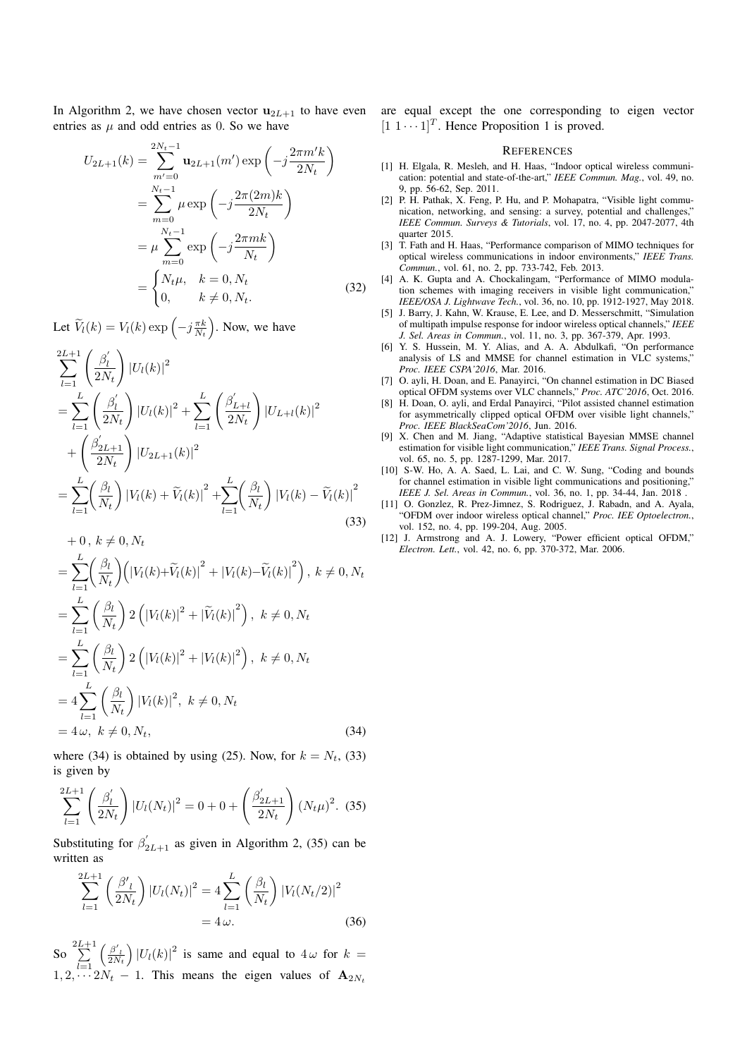In Algorithm 2, we have chosen vector $\mathbf{u}_{2L+1}$ to have even entries as $\mu$ and odd entries as 0. So we have

$$
\begin{aligned}
U_{2L+1}(k) &= \sum_{m'=0}^{2N_t-1} \mathbf{u}_{2L+1}(m') \exp\left(-j\frac{2\pi m' k}{2N_t}\right) \\
&= \sum_{m=0}^{N_t-1} \mu \exp\left(-j\frac{2\pi (2m) k}{2N_t}\right) \\
&= \mu \sum_{m=0}^{N_t-1} \exp\left(-j\frac{2\pi m k}{N_t}\right) \\
&= \begin{cases} N_t\mu, & k = 0, N_t \\ 0, & k \neq 0, N_t. \end{cases}
\end{aligned} \tag{32}
$$

Let $\widetilde{V}_l(k) = V_l(k)\exp\left(-j\frac{\pi k}{N_t}\right)$. Now, we have

$$
\begin{aligned}
&\sum_{l=1}^{2L+1} \left(\frac{\beta_l^{'}}{2N_t}\right) |U_l(k)|^2 \\
&= \sum_{l=1}^{L} \left(\frac{\beta_l^{'}}{2N_t}\right) |U_l(k)|^2 + \sum_{l=1}^{L} \left(\frac{\beta_{L+l}^{'}}{2N_t}\right) |U_{L+l}(k)|^2 \\
&\quad + \left(\frac{\beta_{2L+1}^{'}}{2N_t}\right) |U_{2L+1}(k)|^2 \\
&= \sum_{l=1}^{L} \left(\frac{\beta_l}{N_t}\right) \left|V_l(k) + \widetilde{V}_l(k)\right|^2 + \sum_{l=1}^{L} \left(\frac{\beta_l}{N_t}\right) \left|V_l(k) - \widetilde{V}_l(k)\right|^2
\end{aligned} \tag{33}
$$

$$
\begin{aligned}
&\quad + 0\,,\ k \neq 0, N_t \\
&= \sum_{l=1}^{L} \left(\frac{\beta_l}{N_t}\right) \left(\left|V_l(k) + \widetilde{V}_l(k)\right|^2 + \left|V_l(k) - \widetilde{V}_l(k)\right|^2\right),\ k \neq 0, N_t \\
&= \sum_{l=1}^{L} \left(\frac{\beta_l}{N_t}\right) 2\left(|V_l(k)|^2 + |\widetilde{V}_l(k)|^2\right),\ k \neq 0, N_t \\
&= \sum_{l=1}^{L} \left(\frac{\beta_l}{N_t}\right) 2\left(|V_l(k)|^2 + |V_l(k)|^2\right),\ k \neq 0, N_t \\
&= 4\sum_{l=1}^{L} \left(\frac{\beta_l}{N_t}\right) |V_l(k)|^2,\ k \neq 0, N_t \\
&= 4\,\omega,\ k \neq 0, N_t,
\end{aligned} \tag{34}
$$

where (34) is obtained by using (25). Now, for $k = N_t$, (33) is given by

$$
\sum_{l=1}^{2L+1} \left(\frac{\beta_l^{'}}{2N_t}\right) |U_l(N_t)|^2 = 0 + 0 + \left(\frac{\beta_{2L+1}^{'}}{2N_t}\right) (N_t\mu)^2. \tag{35}
$$

Substituting for $\beta_{2L+1}^{'}$ as given in Algorithm 2, (35) can be written as

$$
\begin{aligned}
\sum_{l=1}^{2L+1} \left(\frac{\beta'_l}{2N_t}\right) |U_l(N_t)|^2 &= 4\sum_{l=1}^{L} \left(\frac{\beta_l}{N_t}\right) |V_l(N_t/2)|^2 \\
&= 4\,\omega.
\end{aligned} \tag{36}
$$

So $\sum_{l=1}^{2L+1} \left(\frac{\beta'_l}{2N_t}\right) |U_l(k)|^2$ is same and equal to $4\,\omega$ for $k = 1, 2, \cdots 2N_t - 1$. This means the eigen values of $\mathbf{A}_{2N_t}$ are equal except the one corresponding to eigen vector $[1\ 1 \cdots 1]^T$. Hence Proposition 1 is proved.

## References

[1] H. Elgala, R. Mesleh, and H. Haas, "Indoor optical wireless communication: potential and state-of-the-art," *IEEE Commun. Mag.*, vol. 49, no. 9, pp. 56-62, Sep. 2011.

[2] P. H. Pathak, X. Feng, P. Hu, and P. Mohapatra, "Visible light communication, networking, and sensing: a survey, potential and challenges," *IEEE Commun. Surveys & Tutorials*, vol. 17, no. 4, pp. 2047-2077, 4th quarter 2015.

[3] T. Fath and H. Haas, "Performance comparison of MIMO techniques for optical wireless communications in indoor environments," *IEEE Trans. Commun.*, vol. 61, no. 2, pp. 733-742, Feb. 2013.

[4] A. K. Gupta and A. Chockalingam, "Performance of MIMO modulation schemes with imaging receivers in visible light communication," *IEEE/OSA J. Lightwave Tech.*, vol. 36, no. 10, pp. 1912-1927, May 2018.

[5] J. Barry, J. Kahn, W. Krause, E. Lee, and D. Messerschmitt, "Simulation of multipath impulse response for indoor wireless optical channels," *IEEE J. Sel. Areas in Commun.*, vol. 11, no. 3, pp. 367-379, Apr. 1993.

[6] Y. S. Hussein, M. Y. Alias, and A. A. Abdulkafi, "On performance analysis of LS and MMSE for channel estimation in VLC systems," *Proc. IEEE CSPA'2016*, Mar. 2016.

[7] O. ayli, H. Doan, and E. Panayirci, "On channel estimation in DC Biased optical OFDM systems over VLC channels," *Proc. ATC'2016*, Oct. 2016.

[8] H. Doan, O. ayli, and Erdal Panayirci, "Pilot assisted channel estimation for asymmetrically clipped optical OFDM over visible light channels," *Proc. IEEE BlackSeaCom'2016*, Jun. 2016.

[9] X. Chen and M. Jiang, "Adaptive statistical Bayesian MMSE channel estimation for visible light communication," *IEEE Trans. Signal Process.*, vol. 65, no. 5, pp. 1287-1299, Mar. 2017.

[10] S-W. Ho, A. A. Saed, L. Lai, and C. W. Sung, "Coding and bounds for channel estimation in visible light communications and positioning," *IEEE J. Sel. Areas in Commun.*, vol. 36, no. 1, pp. 34-44, Jan. 2018 .

[11] O. Gonzlez, R. Prez-Jimnez, S. Rodriguez, J. Rabadn, and A. Ayala, "OFDM over indoor wireless optical channel," *Proc. IEE Optoelectron.*, vol. 152, no. 4, pp. 199-204, Aug. 2005.

[12] J. Armstrong and A. J. Lowery, "Power efficient optical OFDM," *Electron. Lett.*, vol. 42, no. 6, pp. 370-372, Mar. 2006.